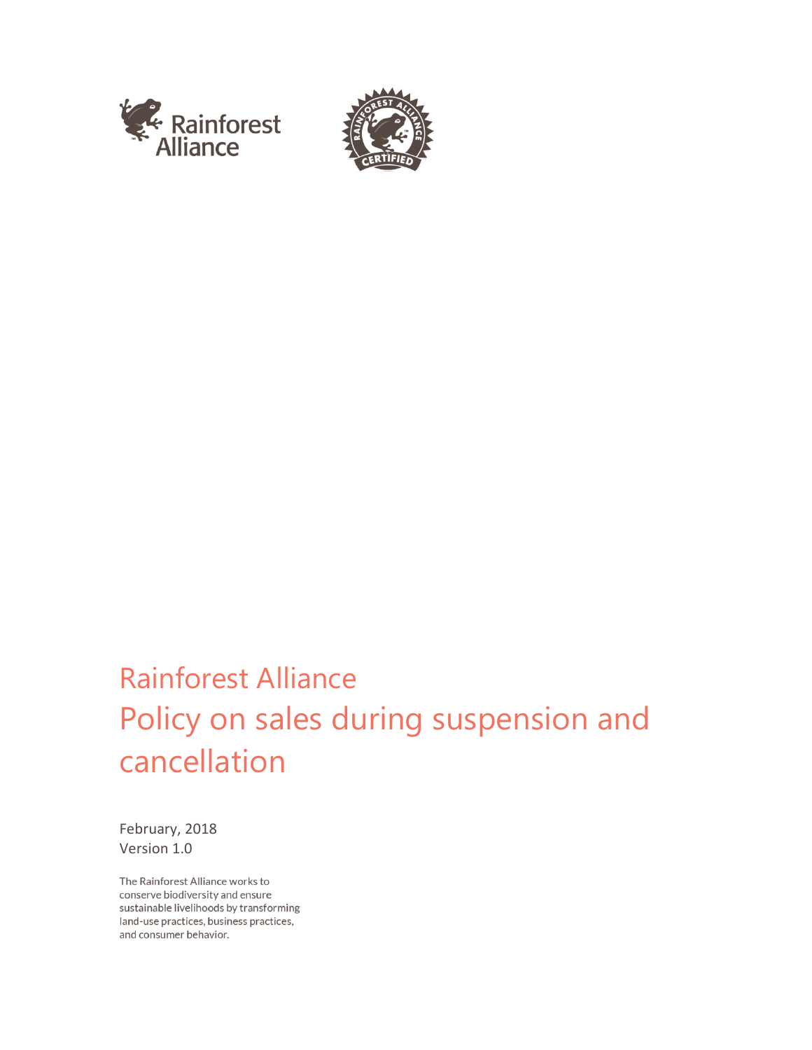# Rainforest Alliance
# Policy on sales during suspension and cancellation

February, 2018
Version 1.0

The Rainforest Alliance works to conserve biodiversity and ensure sustainable livelihoods by transforming land-use practices, business practices, and consumer behavior.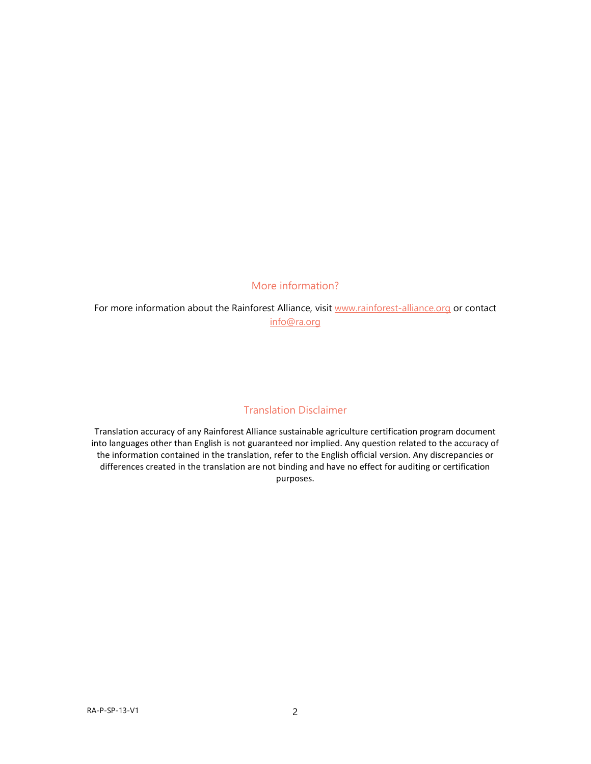## More information?

For more information about the Rainforest Alliance, visit [www.rainforest-alliance.org](http://www.rainforest-alliance.org) or contact [info@ra.org](mailto:info@ra.org)

## Translation Disclaimer

Translation accuracy of any Rainforest Alliance sustainable agriculture certification program document into languages other than English is not guaranteed nor implied. Any question related to the accuracy of the information contained in the translation, refer to the English official version. Any discrepancies or differences created in the translation are not binding and have no effect for auditing or certification purposes.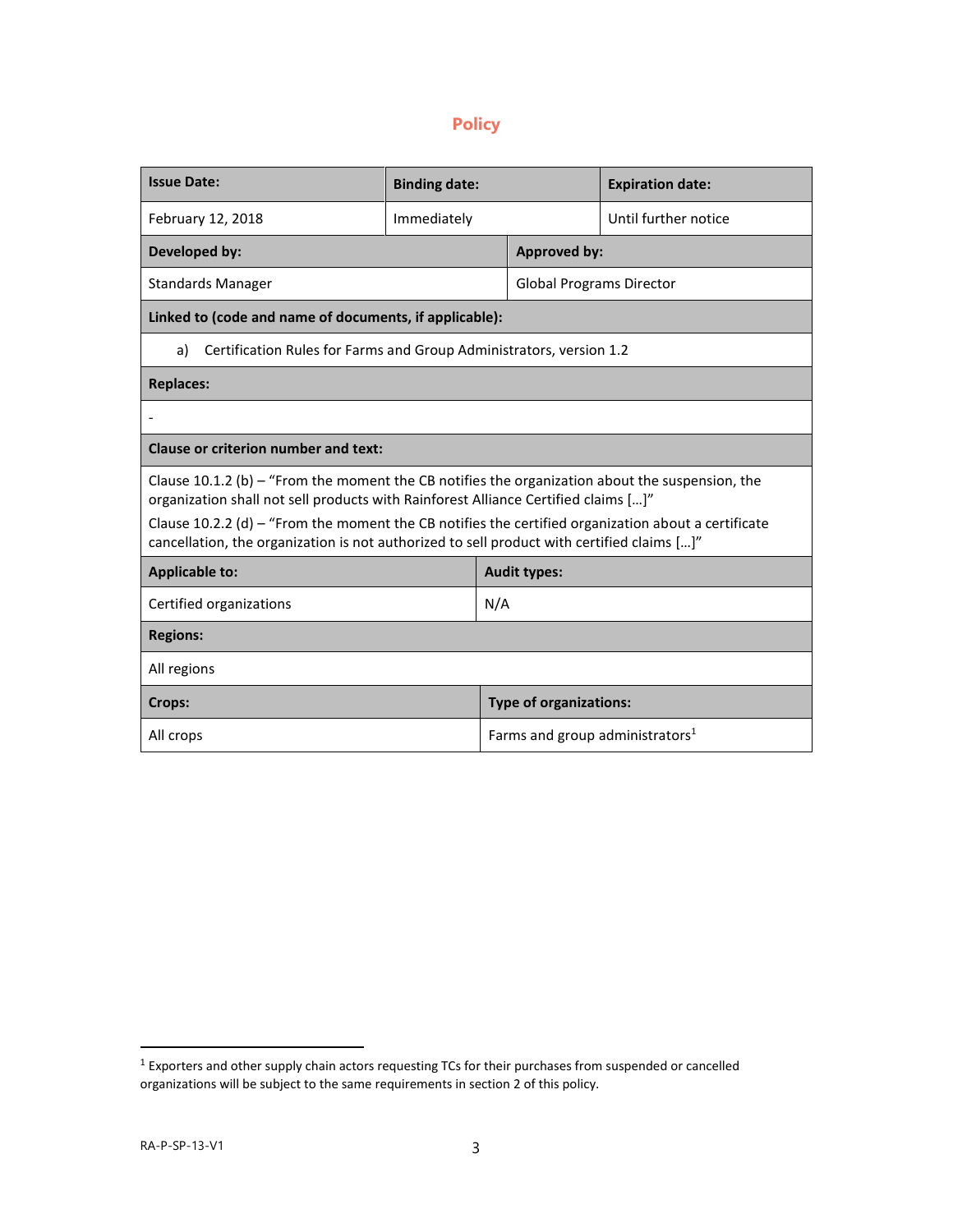# Policy

| Issue Date: | Binding date: | Expiration date: |
|---|---|---|
| February 12, 2018 | Immediately | Until further notice |
| **Developed by:** | **Approved by:** | |
| Standards Manager | Global Programs Director | |
| **Linked to (code and name of documents, if applicable):** | | |
| a) Certification Rules for Farms and Group Administrators, version 1.2 | | |
| **Replaces:** | | |
| - | | |
| **Clause or criterion number and text:** | | |
| Clause 10.1.2 (b) – "From the moment the CB notifies the organization about the suspension, the organization shall not sell products with Rainforest Alliance Certified claims […]" Clause 10.2.2 (d) – "From the moment the CB notifies the certified organization about a certificate cancellation, the organization is not authorized to sell product with certified claims […]" | | |
| **Applicable to:** | **Audit types:** | |
| Certified organizations | N/A | |
| **Regions:** | | |
| All regions | | |
| **Crops:** | **Type of organizations:** | |
| All crops | Farms and group administrators[1] | |

[1] Exporters and other supply chain actors requesting TCs for their purchases from suspended or cancelled organizations will be subject to the same requirements in section 2 of this policy.

RA-P-SP-13-V1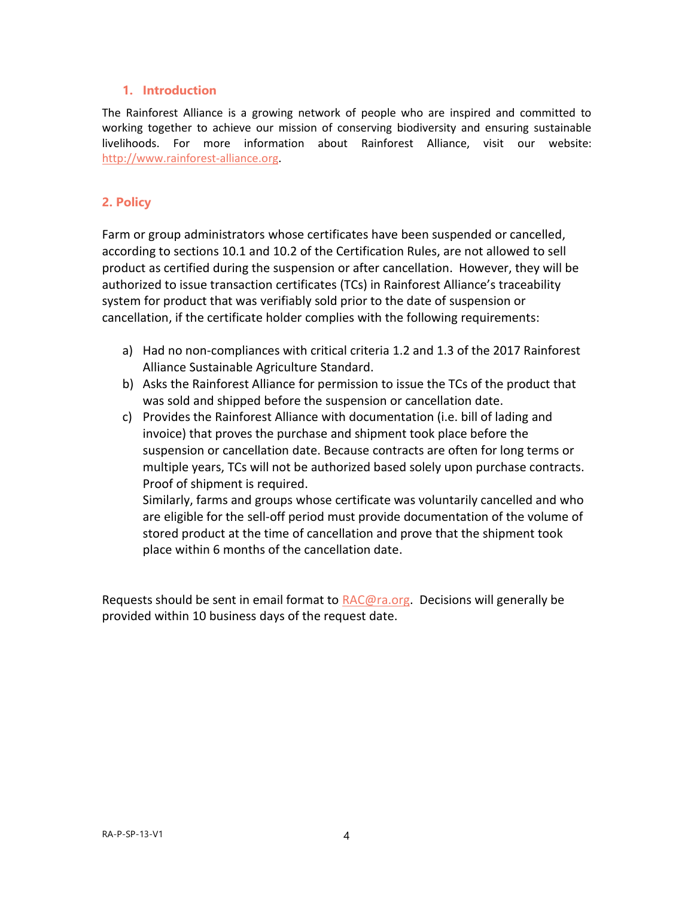## 1. Introduction

The Rainforest Alliance is a growing network of people who are inspired and committed to working together to achieve our mission of conserving biodiversity and ensuring sustainable livelihoods. For more information about Rainforest Alliance, visit our website: http://www.rainforest-alliance.org.

## 2. Policy

Farm or group administrators whose certificates have been suspended or cancelled, according to sections 10.1 and 10.2 of the Certification Rules, are not allowed to sell product as certified during the suspension or after cancellation. However, they will be authorized to issue transaction certificates (TCs) in Rainforest Alliance's traceability system for product that was verifiably sold prior to the date of suspension or cancellation, if the certificate holder complies with the following requirements:

a) Had no non-compliances with critical criteria 1.2 and 1.3 of the 2017 Rainforest Alliance Sustainable Agriculture Standard.

b) Asks the Rainforest Alliance for permission to issue the TCs of the product that was sold and shipped before the suspension or cancellation date.

c) Provides the Rainforest Alliance with documentation (i.e. bill of lading and invoice) that proves the purchase and shipment took place before the suspension or cancellation date. Because contracts are often for long terms or multiple years, TCs will not be authorized based solely upon purchase contracts. Proof of shipment is required.
Similarly, farms and groups whose certificate was voluntarily cancelled and who are eligible for the sell-off period must provide documentation of the volume of stored product at the time of cancellation and prove that the shipment took place within 6 months of the cancellation date.

Requests should be sent in email format to RAC@ra.org. Decisions will generally be provided within 10 business days of the request date.